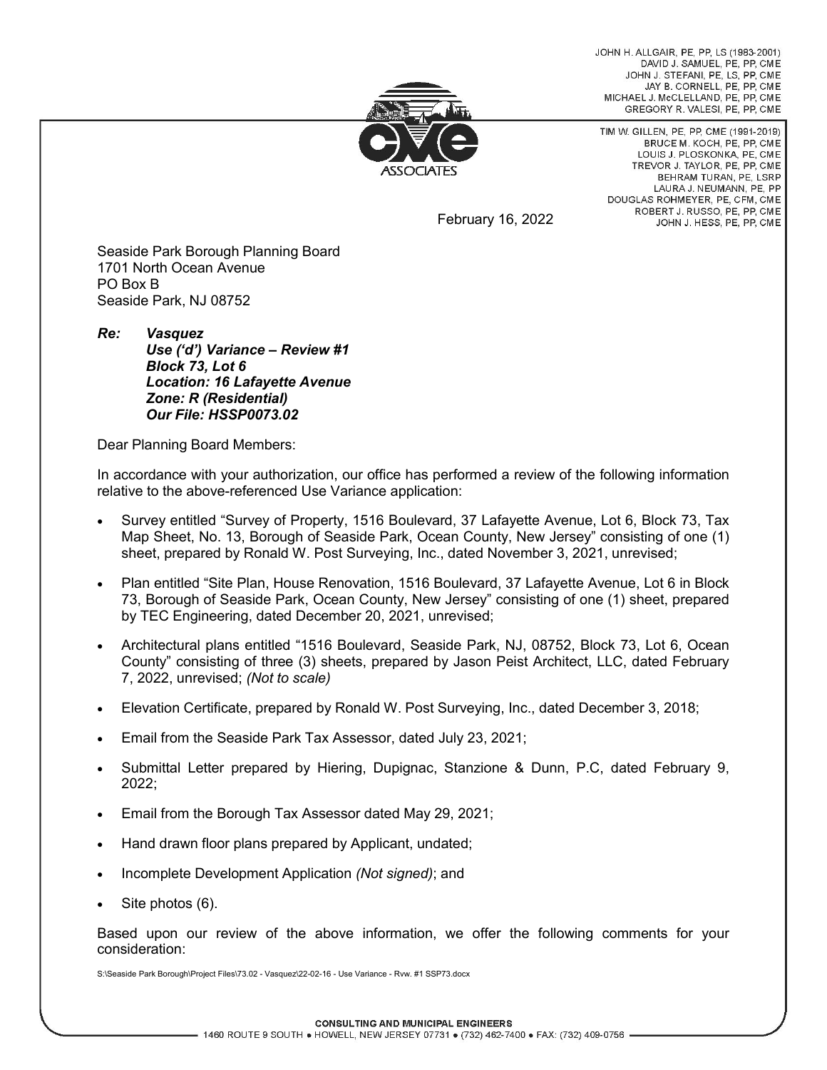JOHN H. ALLGAIR, PE, PP, LS (1983-2001)
DAVID J. SAMUEL, PE, PP, CME
JOHN J. STEFANI, PE, LS, PP, CME
JAY B. CORNELL, PE, PP, CME
MICHAEL J. McCLELLAND, PE, PP, CME
GREGORY R. VALESI, PE, PP, CME

TIM W. GILLEN, PE, PP, CME (1991-2019)
BRUCE M. KOCH, PE, PP, CME
LOUIS J. PLOSKONKA, PE, CME
TREVOR J. TAYLOR, PE, PP, CME
BEHRAM TURAN, PE, LSRP
LAURA J. NEUMANN, PE, PP
DOUGLAS ROHMEYER, PE, CFM, CME
ROBERT J. RUSSO, PE, PP, CME
JOHN J. HESS, PE, PP, CME

CME ASSOCIATES

February 16, 2022

Seaside Park Borough Planning Board
1701 North Ocean Avenue
PO Box B
Seaside Park, NJ 08752

***Re: Vasquez***
***Use ('d') Variance – Review #1***
***Block 73, Lot 6***
***Location: 16 Lafayette Avenue***
***Zone: R (Residential)***
***Our File: HSSP0073.02***

Dear Planning Board Members:

In accordance with your authorization, our office has performed a review of the following information relative to the above-referenced Use Variance application:

- Survey entitled "Survey of Property, 1516 Boulevard, 37 Lafayette Avenue, Lot 6, Block 73, Tax Map Sheet, No. 13, Borough of Seaside Park, Ocean County, New Jersey" consisting of one (1) sheet, prepared by Ronald W. Post Surveying, Inc., dated November 3, 2021, unrevised;
- Plan entitled "Site Plan, House Renovation, 1516 Boulevard, 37 Lafayette Avenue, Lot 6 in Block 73, Borough of Seaside Park, Ocean County, New Jersey" consisting of one (1) sheet, prepared by TEC Engineering, dated December 20, 2021, unrevised;
- Architectural plans entitled "1516 Boulevard, Seaside Park, NJ, 08752, Block 73, Lot 6, Ocean County" consisting of three (3) sheets, prepared by Jason Peist Architect, LLC, dated February 7, 2022, unrevised; *(Not to scale)*
- Elevation Certificate, prepared by Ronald W. Post Surveying, Inc., dated December 3, 2018;
- Email from the Seaside Park Tax Assessor, dated July 23, 2021;
- Submittal Letter prepared by Hiering, Dupignac, Stanzione & Dunn, P.C, dated February 9, 2022;
- Email from the Borough Tax Assessor dated May 29, 2021;
- Hand drawn floor plans prepared by Applicant, undated;
- Incomplete Development Application *(Not signed)*; and
- Site photos (6).

Based upon our review of the above information, we offer the following comments for your consideration:

S:\Seaside Park Borough\Project Files\73.02 - Vasquez\22-02-16 - Use Variance - Rvw. #1 SSP73.docx

CONSULTING AND MUNICIPAL ENGINEERS
1460 ROUTE 9 SOUTH • HOWELL, NEW JERSEY 07731 • (732) 462-7400 • FAX: (732) 409-0756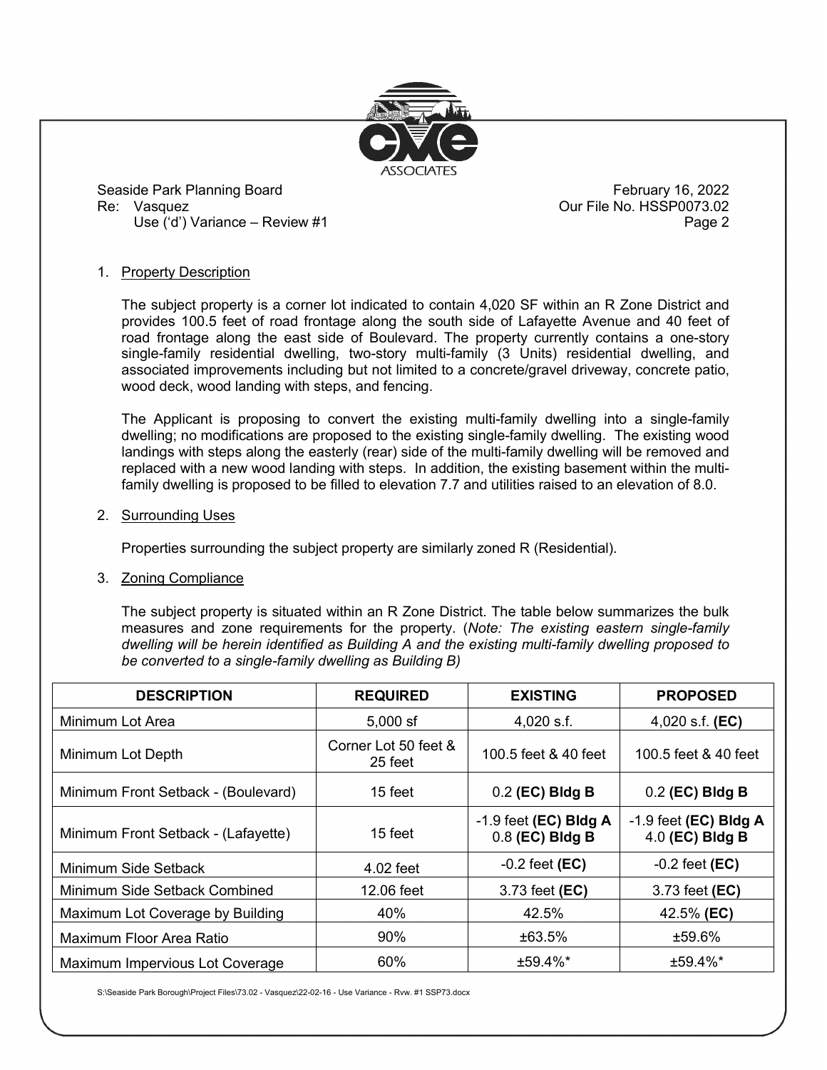1. Property Description

   The subject property is a corner lot indicated to contain 4,020 SF within an R Zone District and provides 100.5 feet of road frontage along the south side of Lafayette Avenue and 40 feet of road frontage along the east side of Boulevard. The property currently contains a one-story single-family residential dwelling, two-story multi-family (3 Units) residential dwelling, and associated improvements including but not limited to a concrete/gravel driveway, concrete patio, wood deck, wood landing with steps, and fencing.

   The Applicant is proposing to convert the existing multi-family dwelling into a single-family dwelling; no modifications are proposed to the existing single-family dwelling. The existing wood landings with steps along the easterly (rear) side of the multi-family dwelling will be removed and replaced with a new wood landing with steps. In addition, the existing basement within the multi-family dwelling is proposed to be filled to elevation 7.7 and utilities raised to an elevation of 8.0.

2. Surrounding Uses

   Properties surrounding the subject property are similarly zoned R (Residential).

3. Zoning Compliance

   The subject property is situated within an R Zone District. The table below summarizes the bulk measures and zone requirements for the property. (*Note: The existing eastern single-family dwelling will be herein identified as Building A and the existing multi-family dwelling proposed to be converted to a single-family dwelling as Building B)*

| DESCRIPTION | REQUIRED | EXISTING | PROPOSED |
|---|---|---|---|
| Minimum Lot Area | 5,000 sf | 4,020 s.f. | 4,020 s.f. **(EC)** |
| Minimum Lot Depth | Corner Lot 50 feet & 25 feet | 100.5 feet & 40 feet | 100.5 feet & 40 feet |
| Minimum Front Setback - (Boulevard) | 15 feet | 0.2 **(EC) Bldg B** | 0.2 **(EC) Bldg B** |
| Minimum Front Setback - (Lafayette) | 15 feet | -1.9 feet **(EC) Bldg A** 0.8 **(EC) Bldg B** | -1.9 feet **(EC) Bldg A** 4.0 **(EC) Bldg B** |
| Minimum Side Setback | 4.02 feet | -0.2 feet **(EC)** | -0.2 feet **(EC)** |
| Minimum Side Setback Combined | 12.06 feet | 3.73 feet **(EC)** | 3.73 feet **(EC)** |
| Maximum Lot Coverage by Building | 40% | 42.5% | 42.5% **(EC)** |
| Maximum Floor Area Ratio | 90% | ±63.5% | ±59.6% |
| Maximum Impervious Lot Coverage | 60% | ±59.4%* | ±59.4%* |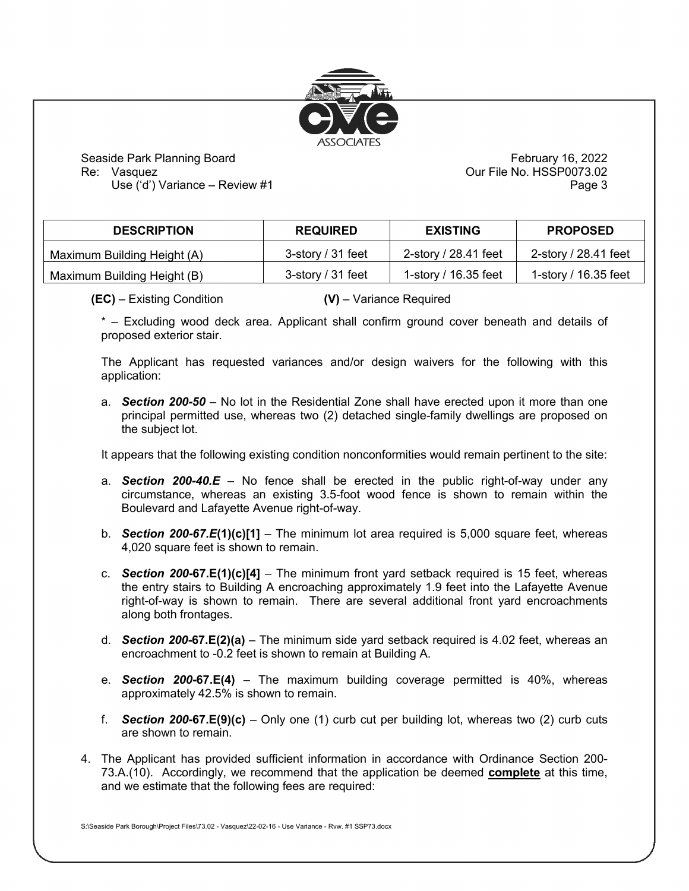| DESCRIPTION | REQUIRED | EXISTING | PROPOSED |
|---|---|---|---|
| Maximum Building Height (A) | 3-story / 31 feet | 2-story / 28.41 feet | 2-story / 28.41 feet |
| Maximum Building Height (B) | 3-story / 31 feet | 1-story / 16.35 feet | 1-story / 16.35 feet |

**(EC)** – Existing Condition **(V)** – Variance Required

* – Excluding wood deck area. Applicant shall confirm ground cover beneath and details of proposed exterior stair.

The Applicant has requested variances and/or design waivers for the following with this application:

a. ***Section 200-50*** – No lot in the Residential Zone shall have erected upon it more than one principal permitted use, whereas two (2) detached single-family dwellings are proposed on the subject lot.

It appears that the following existing condition nonconformities would remain pertinent to the site:

a. ***Section 200-40.E*** – No fence shall be erected in the public right-of-way under any circumstance, whereas an existing 3.5-foot wood fence is shown to remain within the Boulevard and Lafayette Avenue right-of-way.

b. ***Section 200-67.E*(1)(c)[1]** – The minimum lot area required is 5,000 square feet, whereas 4,020 square feet is shown to remain.

c. ***Section 200*-67.E(1)(c)[4]** – The minimum front yard setback required is 15 feet, whereas the entry stairs to Building A encroaching approximately 1.9 feet into the Lafayette Avenue right-of-way is shown to remain. There are several additional front yard encroachments along both frontages.

d. ***Section 200*-67.E(2)(a)** – The minimum side yard setback required is 4.02 feet, whereas an encroachment to -0.2 feet is shown to remain at Building A.

e. ***Section 200*-67.E(4)** – The maximum building coverage permitted is 40%, whereas approximately 42.5% is shown to remain.

f. ***Section 200*-67.E(9)(c)** – Only one (1) curb cut per building lot, whereas two (2) curb cuts are shown to remain.

4. The Applicant has provided sufficient information in accordance with Ordinance Section 200-73.A.(10). Accordingly, we recommend that the application be deemed **complete** at this time, and we estimate that the following fees are required: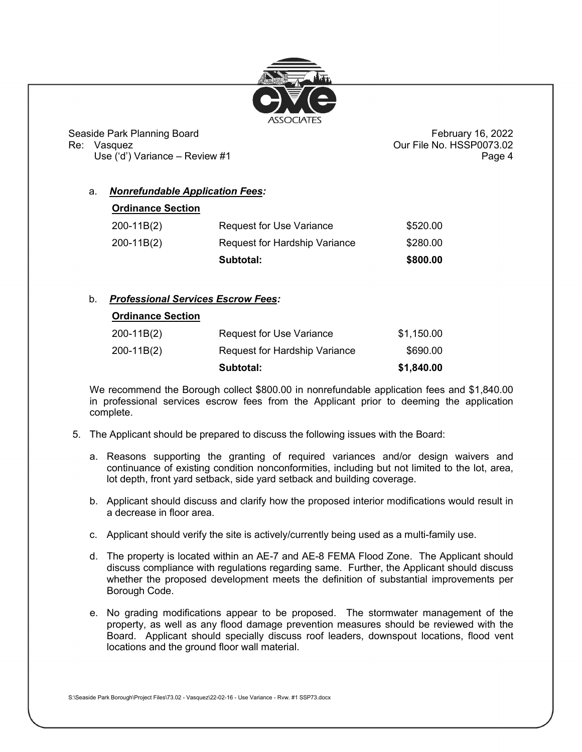a. ***Nonrefundable Application Fees:***

| **Ordinance Section** | | |
|---|---|---|
| 200-11B(2) | Request for Use Variance | $520.00 |
| 200-11B(2) | Request for Hardship Variance | $280.00 |
| | **Subtotal:** | **$800.00** |

b. ***Professional Services Escrow Fees:***

| **Ordinance Section** | | |
|---|---|---|
| 200-11B(2) | Request for Use Variance | $1,150.00 |
| 200-11B(2) | Request for Hardship Variance | $690.00 |
| | **Subtotal:** | **$1,840.00** |

We recommend the Borough collect $800.00 in nonrefundable application fees and $1,840.00 in professional services escrow fees from the Applicant prior to deeming the application complete.

5. The Applicant should be prepared to discuss the following issues with the Board:

   a. Reasons supporting the granting of required variances and/or design waivers and continuance of existing condition nonconformities, including but not limited to the lot, area, lot depth, front yard setback, side yard setback and building coverage.

   b. Applicant should discuss and clarify how the proposed interior modifications would result in a decrease in floor area.

   c. Applicant should verify the site is actively/currently being used as a multi-family use.

   d. The property is located within an AE-7 and AE-8 FEMA Flood Zone. The Applicant should discuss compliance with regulations regarding same. Further, the Applicant should discuss whether the proposed development meets the definition of substantial improvements per Borough Code.

   e. No grading modifications appear to be proposed. The stormwater management of the property, as well as any flood damage prevention measures should be reviewed with the Board. Applicant should specially discuss roof leaders, downspout locations, flood vent locations and the ground floor wall material.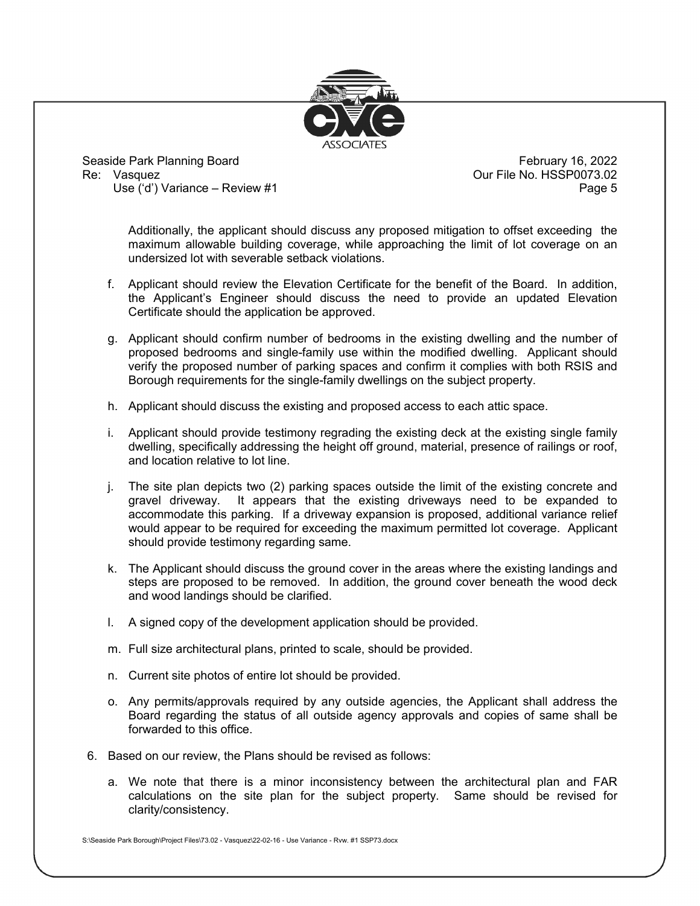Additionally, the applicant should discuss any proposed mitigation to offset exceeding the maximum allowable building coverage, while approaching the limit of lot coverage on an undersized lot with severable setback violations.

f. Applicant should review the Elevation Certificate for the benefit of the Board. In addition, the Applicant's Engineer should discuss the need to provide an updated Elevation Certificate should the application be approved.

g. Applicant should confirm number of bedrooms in the existing dwelling and the number of proposed bedrooms and single-family use within the modified dwelling. Applicant should verify the proposed number of parking spaces and confirm it complies with both RSIS and Borough requirements for the single-family dwellings on the subject property.

h. Applicant should discuss the existing and proposed access to each attic space.

i. Applicant should provide testimony regrading the existing deck at the existing single family dwelling, specifically addressing the height off ground, material, presence of railings or roof, and location relative to lot line.

j. The site plan depicts two (2) parking spaces outside the limit of the existing concrete and gravel driveway. It appears that the existing driveways need to be expanded to accommodate this parking. If a driveway expansion is proposed, additional variance relief would appear to be required for exceeding the maximum permitted lot coverage. Applicant should provide testimony regarding same.

k. The Applicant should discuss the ground cover in the areas where the existing landings and steps are proposed to be removed. In addition, the ground cover beneath the wood deck and wood landings should be clarified.

l. A signed copy of the development application should be provided.

m. Full size architectural plans, printed to scale, should be provided.

n. Current site photos of entire lot should be provided.

o. Any permits/approvals required by any outside agencies, the Applicant shall address the Board regarding the status of all outside agency approvals and copies of same shall be forwarded to this office.

6. Based on our review, the Plans should be revised as follows:

   a. We note that there is a minor inconsistency between the architectural plan and FAR calculations on the site plan for the subject property. Same should be revised for clarity/consistency.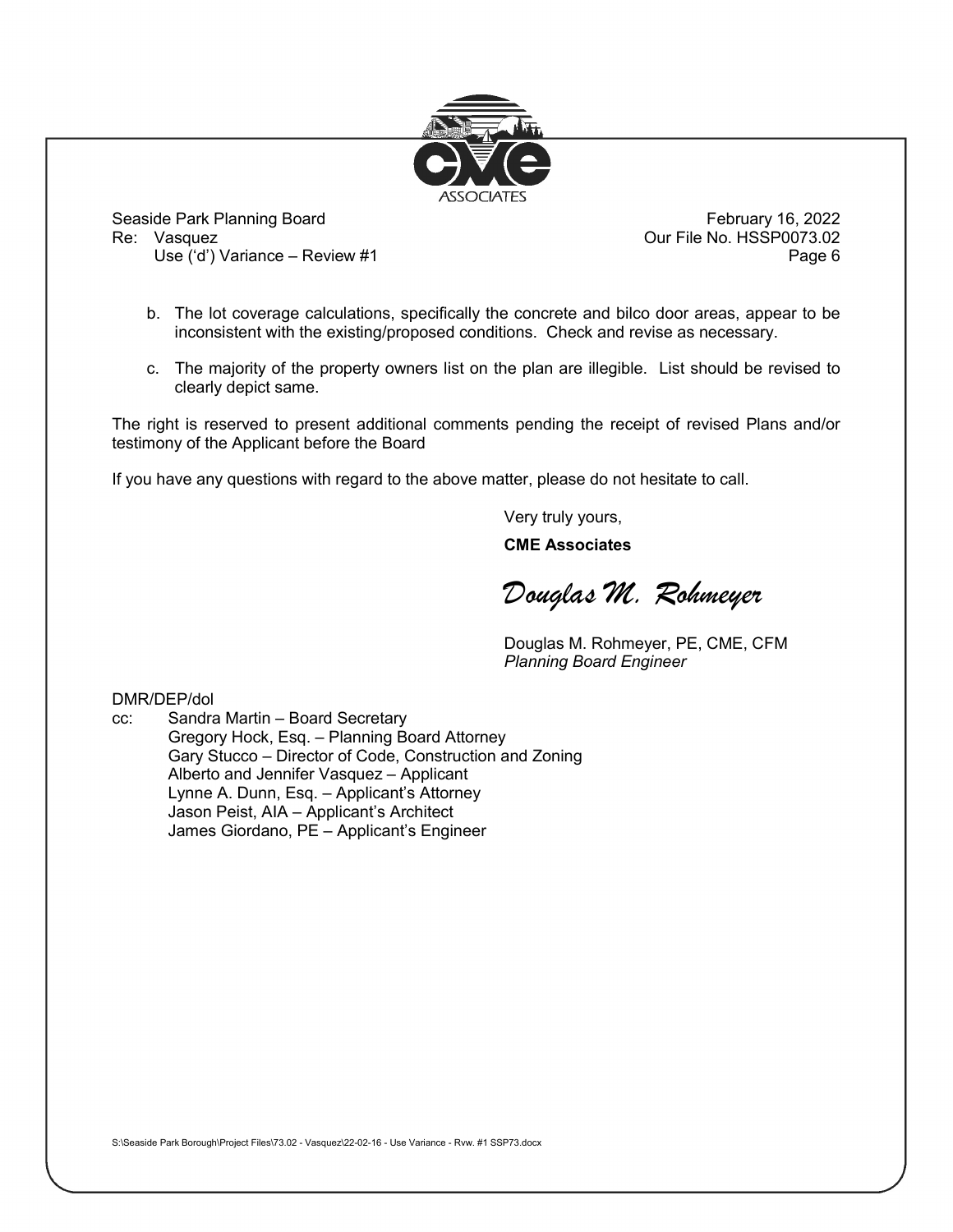b. The lot coverage calculations, specifically the concrete and bilco door areas, appear to be inconsistent with the existing/proposed conditions. Check and revise as necessary.

c. The majority of the property owners list on the plan are illegible. List should be revised to clearly depict same.

The right is reserved to present additional comments pending the receipt of revised Plans and/or testimony of the Applicant before the Board

If you have any questions with regard to the above matter, please do not hesitate to call.

Very truly yours,

**CME Associates**

*Douglas M. Rohmeyer*

Douglas M. Rohmeyer, PE, CME, CFM
*Planning Board Engineer*

DMR/DEP/dol

cc: Sandra Martin – Board Secretary
Gregory Hock, Esq. – Planning Board Attorney
Gary Stucco – Director of Code, Construction and Zoning
Alberto and Jennifer Vasquez – Applicant
Lynne A. Dunn, Esq. – Applicant's Attorney
Jason Peist, AIA – Applicant's Architect
James Giordano, PE – Applicant's Engineer